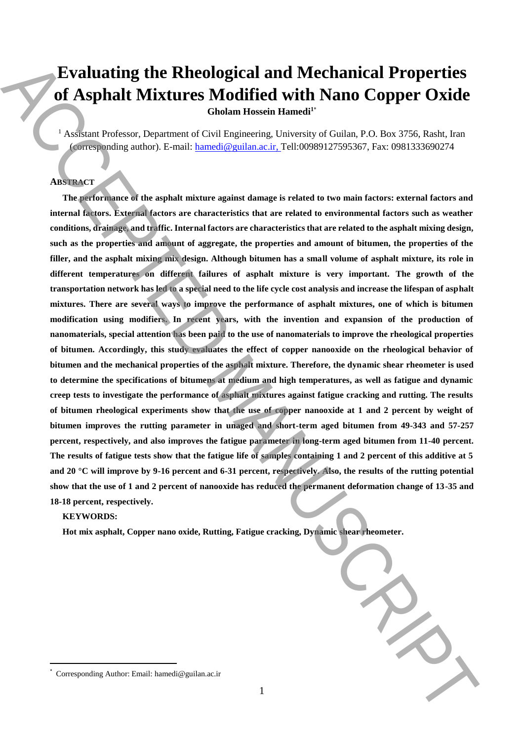# Evaluating the Rheological and Mechanical Properties of Asphalt Mixtures Modified with Nano Copper Oxide

**Gholam Hossein Hamedi[1*]**

[1] Assistant Professor, Department of Civil Engineering, University of Guilan, P.O. Box 3756, Rasht, Iran (corresponding author). E-mail: hamedi@guilan.ac.ir, Tell:00989127595367, Fax: 0981333690274

## ABSTRACT

**The performance of the asphalt mixture against damage is related to two main factors: external factors and internal factors. External factors are characteristics that are related to environmental factors such as weather conditions, drainage, and traffic. Internal factors are characteristics that are related to the asphalt mixing design, such as the properties and amount of aggregate, the properties and amount of bitumen, the properties of the filler, and the asphalt mixing mix design. Although bitumen has a small volume of asphalt mixture, its role in different temperatures on different failures of asphalt mixture is very important. The growth of the transportation network has led to a special need to the life cycle cost analysis and increase the lifespan of asphalt mixtures. There are several ways to improve the performance of asphalt mixtures, one of which is bitumen modification using modifiers. In recent years, with the invention and expansion of the production of nanomaterials, special attention has been paid to the use of nanomaterials to improve the rheological properties of bitumen. Accordingly, this study evaluates the effect of copper nanooxide on the rheological behavior of bitumen and the mechanical properties of the asphalt mixture. Therefore, the dynamic shear rheometer is used to determine the specifications of bitumens at medium and high temperatures, as well as fatigue and dynamic creep tests to investigate the performance of asphalt mixtures against fatigue cracking and rutting. The results of bitumen rheological experiments show that the use of copper nanooxide at 1 and 2 percent by weight of bitumen improves the rutting parameter in unaged and short-term aged bitumen from 49-343 and 57-257 percent, respectively, and also improves the fatigue parameter in long-term aged bitumen from 11-40 percent. The results of fatigue tests show that the fatigue life of samples containing 1 and 2 percent of this additive at 5 and 20 °C will improve by 9-16 percent and 6-31 percent, respectively. Also, the results of the rutting potential show that the use of 1 and 2 percent of nanooxide has reduced the permanent deformation change of 13-35 and 18-18 percent, respectively.**

**KEYWORDS:**

**Hot mix asphalt, Copper nano oxide, Rutting, Fatigue cracking, Dynamic shear rheometer.**

[*] Corresponding Author: Email: hamedi@guilan.ac.ir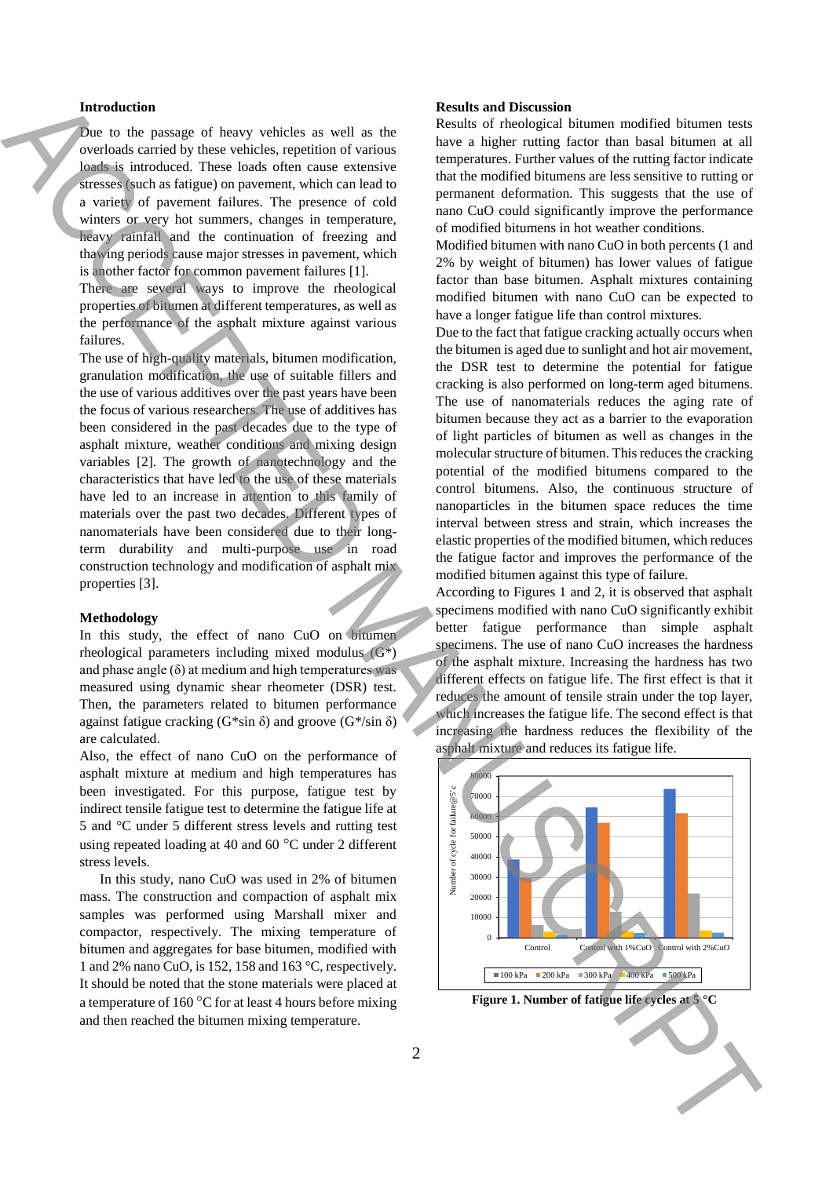## Introduction

Due to the passage of heavy vehicles as well as the overloads carried by these vehicles, repetition of various loads is introduced. These loads often cause extensive stresses (such as fatigue) on pavement, which can lead to a variety of pavement failures. The presence of cold winters or very hot summers, changes in temperature, heavy rainfall and the continuation of freezing and thawing periods cause major stresses in pavement, which is another factor for common pavement failures [1].

There are several ways to improve the rheological properties of bitumen at different temperatures, as well as the performance of the asphalt mixture against various failures.

The use of high-quality materials, bitumen modification, granulation modification, the use of suitable fillers and the use of various additives over the past years have been the focus of various researchers. The use of additives has been considered in the past decades due to the type of asphalt mixture, weather conditions and mixing design variables [2]. The growth of nanotechnology and the characteristics that have led to the use of these materials have led to an increase in attention to this family of materials over the past two decades. Different types of nanomaterials have been considered due to their long-term durability and multi-purpose use in road construction technology and modification of asphalt mix properties [3].

## Methodology

In this study, the effect of nano CuO on bitumen rheological parameters including mixed modulus (G*) and phase angle (δ) at medium and high temperatures was measured using dynamic shear rheometer (DSR) test. Then, the parameters related to bitumen performance against fatigue cracking (G*sin δ) and groove (G*/sin δ) are calculated.

Also, the effect of nano CuO on the performance of asphalt mixture at medium and high temperatures has been investigated. For this purpose, fatigue test by indirect tensile fatigue test to determine the fatigue life at 5 and °C under 5 different stress levels and rutting test using repeated loading at 40 and 60 °C under 2 different stress levels.

In this study, nano CuO was used in 2% of bitumen mass. The construction and compaction of asphalt mix samples was performed using Marshall mixer and compactor, respectively. The mixing temperature of bitumen and aggregates for base bitumen, modified with 1 and 2% nano CuO, is 152, 158 and 163 °C, respectively. It should be noted that the stone materials were placed at a temperature of 160 °C for at least 4 hours before mixing and then reached the bitumen mixing temperature.

## Results and Discussion

Results of rheological bitumen modified bitumen tests have a higher rutting factor than basal bitumen at all temperatures. Further values of the rutting factor indicate that the modified bitumens are less sensitive to rutting or permanent deformation. This suggests that the use of nano CuO could significantly improve the performance of modified bitumens in hot weather conditions.

Modified bitumen with nano CuO in both percents (1 and 2% by weight of bitumen) has lower values of fatigue factor than base bitumen. Asphalt mixtures containing modified bitumen with nano CuO can be expected to have a longer fatigue life than control mixtures.

Due to the fact that fatigue cracking actually occurs when the bitumen is aged due to sunlight and hot air movement, the DSR test to determine the potential for fatigue cracking is also performed on long-term aged bitumens. The use of nanomaterials reduces the aging rate of bitumen because they act as a barrier to the evaporation of light particles of bitumen as well as changes in the molecular structure of bitumen. This reduces the cracking potential of the modified bitumens compared to the control bitumens. Also, the continuous structure of nanoparticles in the bitumen space reduces the time interval between stress and strain, which increases the elastic properties of the modified bitumen, which reduces the fatigue factor and improves the performance of the modified bitumen against this type of failure.

According to Figures 1 and 2, it is observed that asphalt specimens modified with nano CuO significantly exhibit better fatigue performance than simple asphalt specimens. The use of nano CuO increases the hardness of the asphalt mixture. Increasing the hardness has two different effects on fatigue life. The first effect is that it reduces the amount of tensile strain under the top layer, which increases the fatigue life. The second effect is that increasing the hardness reduces the flexibility of the asphalt mixture and reduces its fatigue life.

**Figure 1. Number of fatigue life cycles at 5 °C**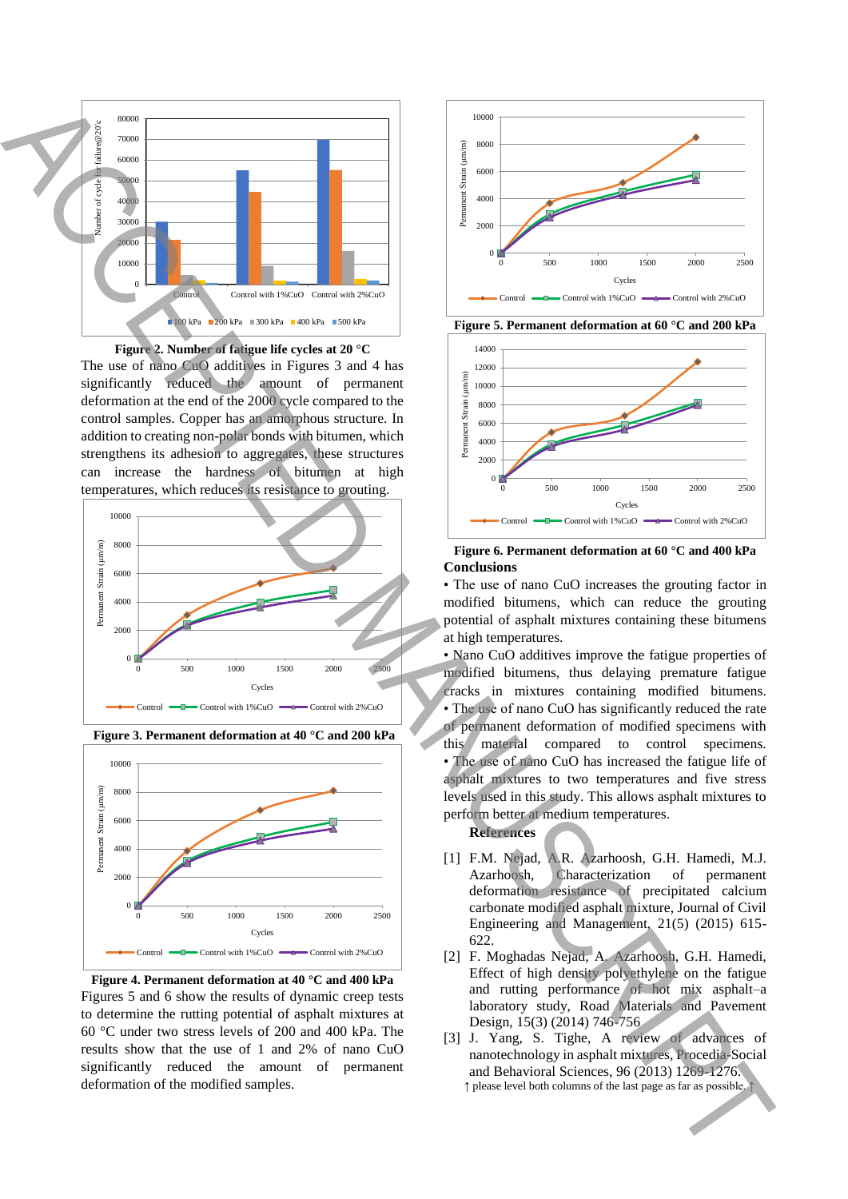80000
70000
60000
50000
40000
30000
20000
10000
0

Number of cycle for failure@20°c

Control
Control with 1%CuO
Control with 2%CuO

100 kPa
200 kPa
300 kPa
400 kPa
500 kPa

**Figure 2. Number of fatigue life cycles at 20 °C**

The use of nano CuO additives in Figures 3 and 4 has significantly reduced the amount of permanent deformation at the end of the 2000 cycle compared to the control samples. Copper has an amorphous structure. In addition to creating non-polar bonds with bitumen, which strengthens its adhesion to aggregates, these structures can increase the hardness of bitumen at high temperatures, which reduces its resistance to grouting.

10000
8000
6000
4000
2000
0

Permanent Strain (μm/m)

0
500
1000
1500
2000
2500

Cycles

Control
Control with 1%CuO
Control with 2%CuO

**Figure 3. Permanent deformation at 40 °C and 200 kPa**

10000
8000
6000
4000
2000
0

Permanent Strain (μm/m)

0
500
1000
1500
2000
2500

Cycles

Control
Control with 1%CuO
Control with 2%CuO

**Figure 4. Permanent deformation at 40 °C and 400 kPa**

Figures 5 and 6 show the results of dynamic creep tests to determine the rutting potential of asphalt mixtures at 60 °C under two stress levels of 200 and 400 kPa. The results show that the use of 1 and 2% of nano CuO significantly reduced the amount of permanent deformation of the modified samples.

10000
8000
6000
4000
2000
0

Permanent Strain (μm/m)

0
500
1000
1500
2000
2500

Cycles

Control
Control with 1%CuO
Control with 2%CuO

**Figure 5. Permanent deformation at 60 °C and 200 kPa**

14000
12000
10000
8000
6000
4000
2000
0

Permanent Strain (μm/m)

0
500
1000
1500
2000
2500

Cycles

Control
Control with 1%CuO
Control with 2%CuO

**Figure 6. Permanent deformation at 60 °C and 400 kPa**

## Conclusions

- The use of nano CuO increases the grouting factor in modified bitumens, which can reduce the grouting potential of asphalt mixtures containing these bitumens at high temperatures.
- Nano CuO additives improve the fatigue properties of modified bitumens, thus delaying premature fatigue cracks in mixtures containing modified bitumens.
- The use of nano CuO has significantly reduced the rate of permanent deformation of modified specimens with this material compared to control specimens.
- The use of nano CuO has increased the fatigue life of asphalt mixtures to two temperatures and five stress levels used in this study. This allows asphalt mixtures to perform better at medium temperatures.

## References

[1] F.M. Nejad, A.R. Azarhoosh, G.H. Hamedi, M.J. Azarhoosh, Characterization of permanent deformation resistance of precipitated calcium carbonate modified asphalt mixture, Journal of Civil Engineering and Management, 21(5) (2015) 615-622.

[2] F. Moghadas Nejad, A. Azarhoosh, G.H. Hamedi, Effect of high density polyethylene on the fatigue and rutting performance of hot mix asphalt–a laboratory study, Road Materials and Pavement Design, 15(3) (2014) 746-756

[3] J. Yang, S. Tighe, A review of advances of nanotechnology in asphalt mixtures, Procedia-Social and Behavioral Sciences, 96 (2013) 1269-1276.

↑ please level both columns of the last page as far as possible. ↑